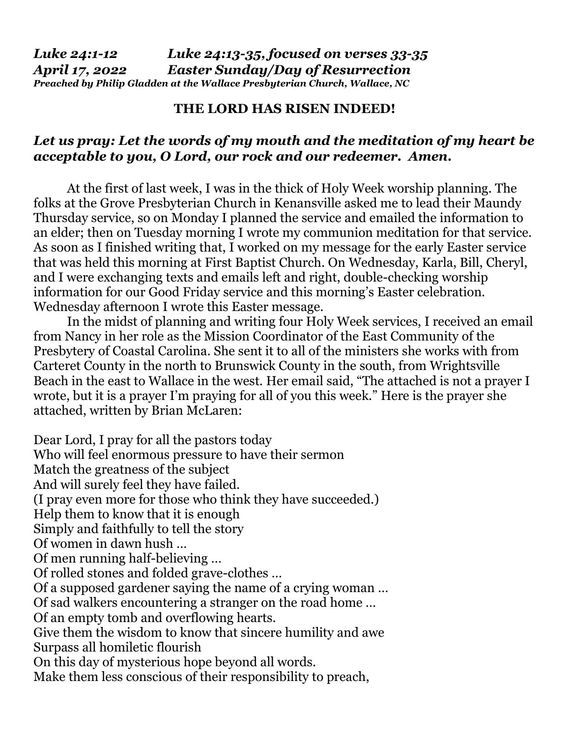***Luke 24:1-12 Luke 24:13-35, focused on verses 33-35***
***April 17, 2022 Easter Sunday/Day of Resurrection***
***Preached by Philip Gladden at the Wallace Presbyterian Church, Wallace, NC***

**THE LORD HAS RISEN INDEED!**

***Let us pray: Let the words of my mouth and the meditation of my heart be acceptable to you, O Lord, our rock and our redeemer. Amen.***

At the first of last week, I was in the thick of Holy Week worship planning. The folks at the Grove Presbyterian Church in Kenansville asked me to lead their Maundy Thursday service, so on Monday I planned the service and emailed the information to an elder; then on Tuesday morning I wrote my communion meditation for that service. As soon as I finished writing that, I worked on my message for the early Easter service that was held this morning at First Baptist Church. On Wednesday, Karla, Bill, Cheryl, and I were exchanging texts and emails left and right, double-checking worship information for our Good Friday service and this morning's Easter celebration. Wednesday afternoon I wrote this Easter message.

In the midst of planning and writing four Holy Week services, I received an email from Nancy in her role as the Mission Coordinator of the East Community of the Presbytery of Coastal Carolina. She sent it to all of the ministers she works with from Carteret County in the north to Brunswick County in the south, from Wrightsville Beach in the east to Wallace in the west. Her email said, "The attached is not a prayer I wrote, but it is a prayer I'm praying for all of you this week." Here is the prayer she attached, written by Brian McLaren:

Dear Lord, I pray for all the pastors today
Who will feel enormous pressure to have their sermon
Match the greatness of the subject
And will surely feel they have failed.
(I pray even more for those who think they have succeeded.)
Help them to know that it is enough
Simply and faithfully to tell the story
Of women in dawn hush …
Of men running half-believing …
Of rolled stones and folded grave-clothes …
Of a supposed gardener saying the name of a crying woman …
Of sad walkers encountering a stranger on the road home …
Of an empty tomb and overflowing hearts.
Give them the wisdom to know that sincere humility and awe
Surpass all homiletic flourish
On this day of mysterious hope beyond all words.
Make them less conscious of their responsibility to preach,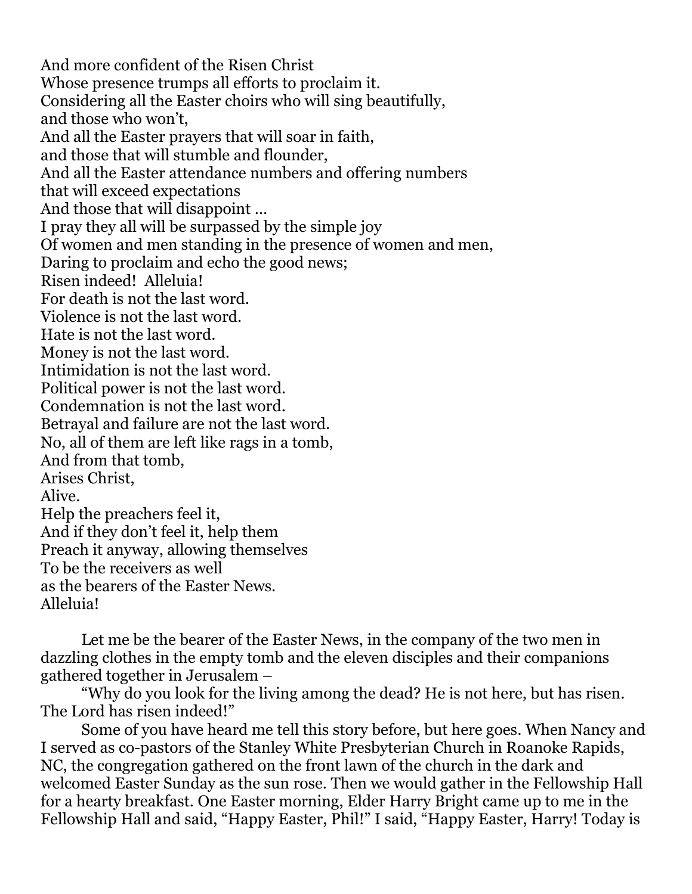And more confident of the Risen Christ  
Whose presence trumps all efforts to proclaim it.  
Considering all the Easter choirs who will sing beautifully,  
and those who won't,  
And all the Easter prayers that will soar in faith,  
and those that will stumble and flounder,  
And all the Easter attendance numbers and offering numbers  
that will exceed expectations  
And those that will disappoint …  
I pray they all will be surpassed by the simple joy  
Of women and men standing in the presence of women and men,  
Daring to proclaim and echo the good news;  
Risen indeed!  Alleluia!  
For death is not the last word.  
Violence is not the last word.  
Hate is not the last word.  
Money is not the last word.  
Intimidation is not the last word.  
Political power is not the last word.  
Condemnation is not the last word.  
Betrayal and failure are not the last word.  
No, all of them are left like rags in a tomb,  
And from that tomb,  
Arises Christ,  
Alive.  
Help the preachers feel it,  
And if they don't feel it, help them  
Preach it anyway, allowing themselves  
To be the receivers as well  
as the bearers of the Easter News.  
Alleluia!

Let me be the bearer of the Easter News, in the company of the two men in dazzling clothes in the empty tomb and the eleven disciples and their companions gathered together in Jerusalem –

"Why do you look for the living among the dead? He is not here, but has risen. The Lord has risen indeed!"

Some of you have heard me tell this story before, but here goes. When Nancy and I served as co-pastors of the Stanley White Presbyterian Church in Roanoke Rapids, NC, the congregation gathered on the front lawn of the church in the dark and welcomed Easter Sunday as the sun rose. Then we would gather in the Fellowship Hall for a hearty breakfast. One Easter morning, Elder Harry Bright came up to me in the Fellowship Hall and said, "Happy Easter, Phil!" I said, "Happy Easter, Harry! Today is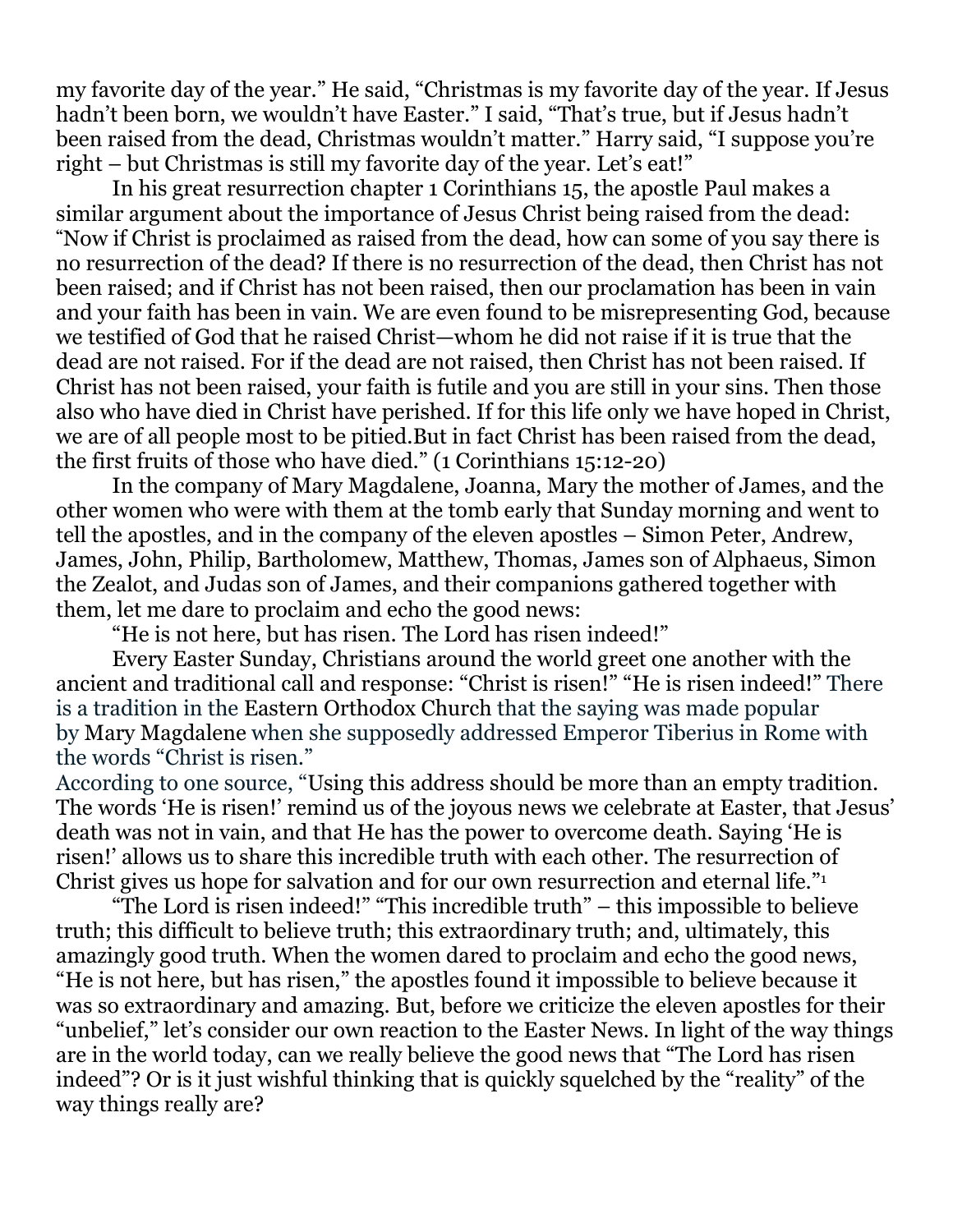my favorite day of the year." He said, "Christmas is my favorite day of the year. If Jesus hadn't been born, we wouldn't have Easter." I said, "That's true, but if Jesus hadn't been raised from the dead, Christmas wouldn't matter." Harry said, "I suppose you're right – but Christmas is still my favorite day of the year. Let's eat!"

In his great resurrection chapter 1 Corinthians 15, the apostle Paul makes a similar argument about the importance of Jesus Christ being raised from the dead: "Now if Christ is proclaimed as raised from the dead, how can some of you say there is no resurrection of the dead? If there is no resurrection of the dead, then Christ has not been raised; and if Christ has not been raised, then our proclamation has been in vain and your faith has been in vain. We are even found to be misrepresenting God, because we testified of God that he raised Christ—whom he did not raise if it is true that the dead are not raised. For if the dead are not raised, then Christ has not been raised. If Christ has not been raised, your faith is futile and you are still in your sins. Then those also who have died in Christ have perished. If for this life only we have hoped in Christ, we are of all people most to be pitied.But in fact Christ has been raised from the dead, the first fruits of those who have died." (1 Corinthians 15:12-20)

In the company of Mary Magdalene, Joanna, Mary the mother of James, and the other women who were with them at the tomb early that Sunday morning and went to tell the apostles, and in the company of the eleven apostles – Simon Peter, Andrew, James, John, Philip, Bartholomew, Matthew, Thomas, James son of Alphaeus, Simon the Zealot, and Judas son of James, and their companions gathered together with them, let me dare to proclaim and echo the good news:

"He is not here, but has risen. The Lord has risen indeed!"

Every Easter Sunday, Christians around the world greet one another with the ancient and traditional call and response: "Christ is risen!" "He is risen indeed!" There is a tradition in the Eastern Orthodox Church that the saying was made popular by Mary Magdalene when she supposedly addressed Emperor Tiberius in Rome with the words "Christ is risen."

According to one source, "Using this address should be more than an empty tradition. The words 'He is risen!' remind us of the joyous news we celebrate at Easter, that Jesus' death was not in vain, and that He has the power to overcome death. Saying 'He is risen!' allows us to share this incredible truth with each other. The resurrection of Christ gives us hope for salvation and for our own resurrection and eternal life."[1]

"The Lord is risen indeed!" "This incredible truth" – this impossible to believe truth; this difficult to believe truth; this extraordinary truth; and, ultimately, this amazingly good truth. When the women dared to proclaim and echo the good news, "He is not here, but has risen," the apostles found it impossible to believe because it was so extraordinary and amazing. But, before we criticize the eleven apostles for their "unbelief," let's consider our own reaction to the Easter News. In light of the way things are in the world today, can we really believe the good news that "The Lord has risen indeed"? Or is it just wishful thinking that is quickly squelched by the "reality" of the way things really are?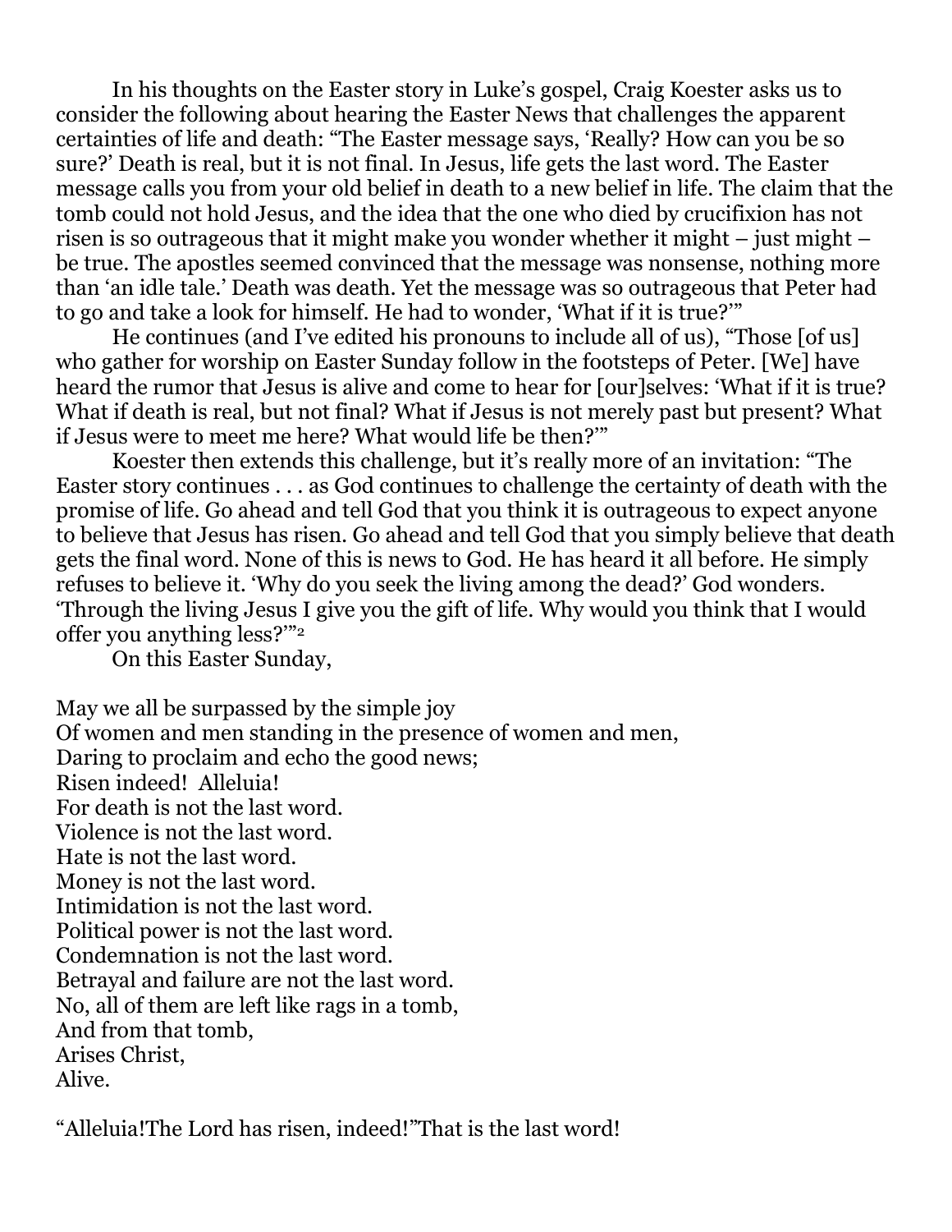In his thoughts on the Easter story in Luke's gospel, Craig Koester asks us to consider the following about hearing the Easter News that challenges the apparent certainties of life and death: "The Easter message says, 'Really? How can you be so sure?' Death is real, but it is not final. In Jesus, life gets the last word. The Easter message calls you from your old belief in death to a new belief in life. The claim that the tomb could not hold Jesus, and the idea that the one who died by crucifixion has not risen is so outrageous that it might make you wonder whether it might – just might – be true. The apostles seemed convinced that the message was nonsense, nothing more than 'an idle tale.' Death was death. Yet the message was so outrageous that Peter had to go and take a look for himself. He had to wonder, 'What if it is true?'"

He continues (and I've edited his pronouns to include all of us), "Those [of us] who gather for worship on Easter Sunday follow in the footsteps of Peter. [We] have heard the rumor that Jesus is alive and come to hear for [our]selves: 'What if it is true? What if death is real, but not final? What if Jesus is not merely past but present? What if Jesus were to meet me here? What would life be then?'"

Koester then extends this challenge, but it's really more of an invitation: "The Easter story continues . . . as God continues to challenge the certainty of death with the promise of life. Go ahead and tell God that you think it is outrageous to expect anyone to believe that Jesus has risen. Go ahead and tell God that you simply believe that death gets the final word. None of this is news to God. He has heard it all before. He simply refuses to believe it. 'Why do you seek the living among the dead?' God wonders. 'Through the living Jesus I give you the gift of life. Why would you think that I would offer you anything less?'"[2]

On this Easter Sunday,

May we all be surpassed by the simple joy
Of women and men standing in the presence of women and men,
Daring to proclaim and echo the good news;
Risen indeed! Alleluia!
For death is not the last word.
Violence is not the last word.
Hate is not the last word.
Money is not the last word.
Intimidation is not the last word.
Political power is not the last word.
Condemnation is not the last word.
Betrayal and failure are not the last word.
No, all of them are left like rags in a tomb,
And from that tomb,
Arises Christ,
Alive.

"Alleluia!The Lord has risen, indeed!"That is the last word!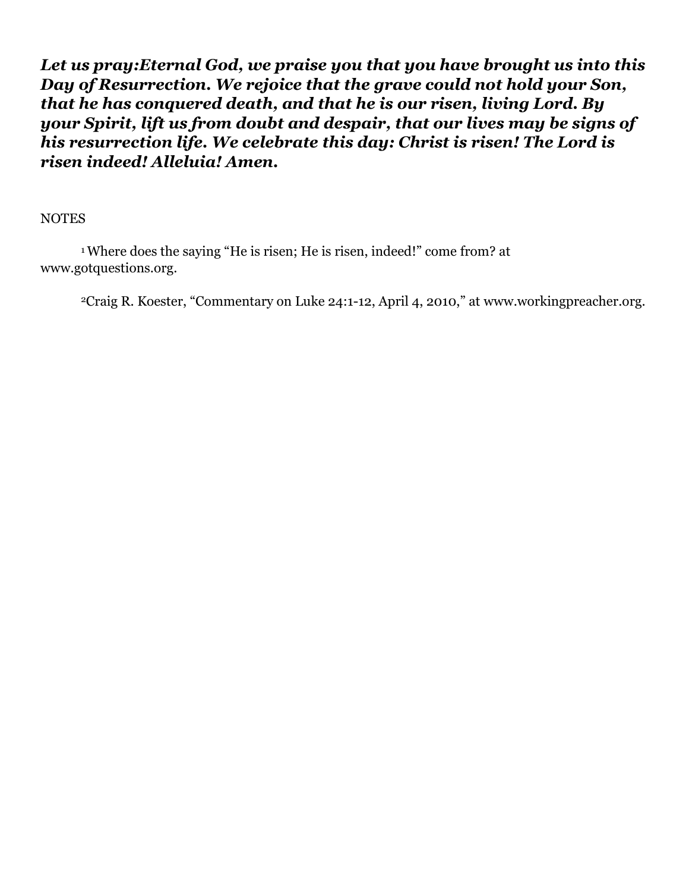***Let us pray:Eternal God, we praise you that you have brought us into this Day of Resurrection. We rejoice that the grave could not hold your Son, that he has conquered death, and that he is our risen, living Lord. By your Spirit, lift us from doubt and despair, that our lives may be signs of his resurrection life. We celebrate this day: Christ is risen! The Lord is risen indeed! Alleluia! Amen.***

NOTES

[1] Where does the saying "He is risen; He is risen, indeed!" come from? at www.gotquestions.org.

[2] Craig R. Koester, "Commentary on Luke 24:1-12, April 4, 2010," at www.workingpreacher.org.